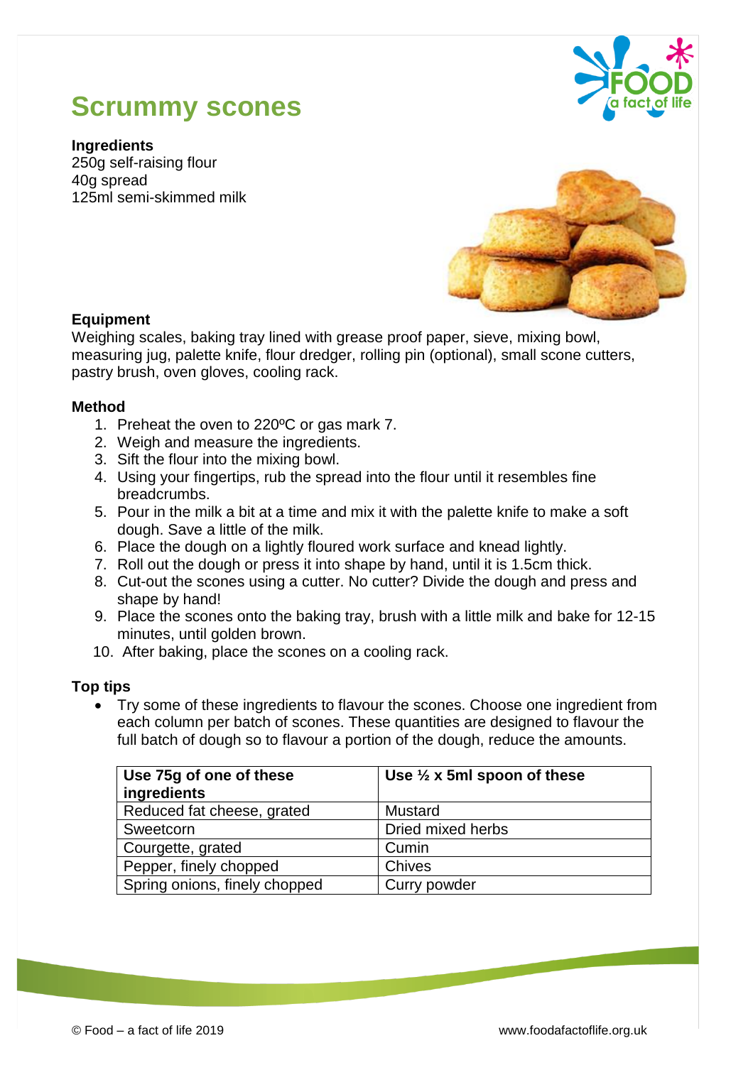# Scrummy scones

**Ingredients**
250g self-raising flour
40g spread
125ml semi-skimmed milk

**Equipment**
Weighing scales, baking tray lined with grease proof paper, sieve, mixing bowl, measuring jug, palette knife, flour dredger, rolling pin (optional), small scone cutters, pastry brush, oven gloves, cooling rack.

**Method**

1. Preheat the oven to 220ºC or gas mark 7.
2. Weigh and measure the ingredients.
3. Sift the flour into the mixing bowl.
4. Using your fingertips, rub the spread into the flour until it resembles fine breadcrumbs.
5. Pour in the milk a bit at a time and mix it with the palette knife to make a soft dough. Save a little of the milk.
6. Place the dough on a lightly floured work surface and knead lightly.
7. Roll out the dough or press it into shape by hand, until it is 1.5cm thick.
8. Cut-out the scones using a cutter. No cutter? Divide the dough and press and shape by hand!
9. Place the scones onto the baking tray, brush with a little milk and bake for 12-15 minutes, until golden brown.
10. After baking, place the scones on a cooling rack.

**Top tips**

- Try some of these ingredients to flavour the scones. Choose one ingredient from each column per batch of scones. These quantities are designed to flavour the full batch of dough so to flavour a portion of the dough, reduce the amounts.

| **Use 75g of one of these ingredients** | **Use ½ x 5ml spoon of these** |
|---|---|
| Reduced fat cheese, grated | Mustard |
| Sweetcorn | Dried mixed herbs |
| Courgette, grated | Cumin |
| Pepper, finely chopped | Chives |
| Spring onions, finely chopped | Curry powder |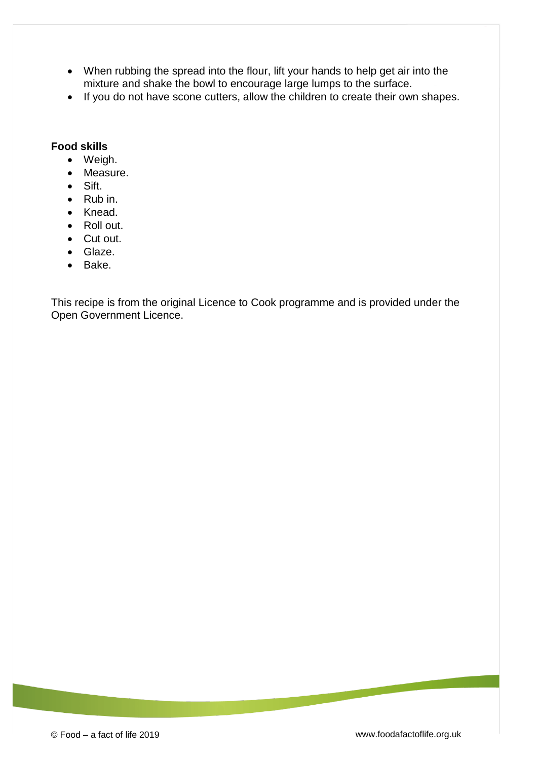- When rubbing the spread into the flour, lift your hands to help get air into the mixture and shake the bowl to encourage large lumps to the surface.
- If you do not have scone cutters, allow the children to create their own shapes.

**Food skills**

- Weigh.
- Measure.
- Sift.
- Rub in.
- Knead.
- Roll out.
- Cut out.
- Glaze.
- Bake.

This recipe is from the original Licence to Cook programme and is provided under the Open Government Licence.